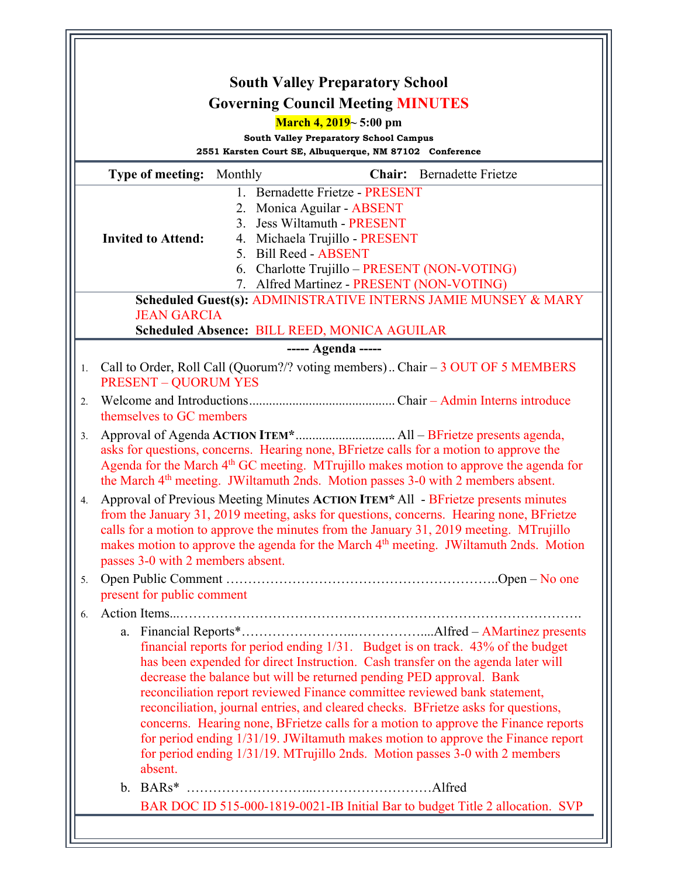# South Valley Preparatory School

## Governing Council Meeting MINUTES

**March 4, 2019~ 5:00 pm**

**South Valley Preparatory School Campus**

**2551 Karsten Court SE, Albuquerque, NM 87102 Conference**

**Type of meeting:** Monthly **Chair:** Bernadette Frietze

**Invited to Attend:**

1. Bernadette Frietze - PRESENT
2. Monica Aguilar - ABSENT
3. Jess Wiltamuth - PRESENT
4. Michaela Trujillo - PRESENT
5. Bill Reed - ABSENT
6. Charlotte Trujillo – PRESENT (NON-VOTING)
7. Alfred Martinez - PRESENT (NON-VOTING)

**Scheduled Guest(s):** ADMINISTRATIVE INTERNS JAMIE MUNSEY & MARY JEAN GARCIA

**Scheduled Absence:** BILL REED, MONICA AGUILAR

**----- Agenda -----**

1. Call to Order, Roll Call (Quorum?/? voting members).. Chair – 3 OUT OF 5 MEMBERS PRESENT – QUORUM YES
2. Welcome and Introductions........................................... Chair – Admin Interns introduce themselves to GC members
3. Approval of Agenda **ACTION ITEM***............................. All – BFrietze presents agenda, asks for questions, concerns. Hearing none, BFrietze calls for a motion to approve the Agenda for the March 4th GC meeting. MTrujillo makes motion to approve the agenda for the March 4th meeting. JWiltamuth 2nds. Motion passes 3-0 with 2 members absent.
4. Approval of Previous Meeting Minutes **ACTION ITEM*** All - BFrietze presents minutes from the January 31, 2019 meeting, asks for questions, concerns. Hearing none, BFrietze calls for a motion to approve the minutes from the January 31, 2019 meeting. MTrujillo makes motion to approve the agenda for the March 4th meeting. JWiltamuth 2nds. Motion passes 3-0 with 2 members absent.
5. Open Public Comment ……………………………………………………..Open – No one present for public comment
6. Action Items...…………………………………………………………………………….
   a. Financial Reports*……………………..……………....Alfred – AMartinez presents financial reports for period ending 1/31. Budget is on track. 43% of the budget has been expended for direct Instruction. Cash transfer on the agenda later will decrease the balance but will be returned pending PED approval. Bank reconciliation report reviewed Finance committee reviewed bank statement, reconciliation, journal entries, and cleared checks. BFrietze asks for questions, concerns. Hearing none, BFrietze calls for a motion to approve the Finance reports for period ending 1/31/19. JWiltamuth makes motion to approve the Finance report for period ending 1/31/19. MTrujillo 2nds. Motion passes 3-0 with 2 members absent.
   b. BARs* ……………………..………………………Alfred

      BAR DOC ID 515-000-1819-0021-IB Initial Bar to budget Title 2 allocation. SVP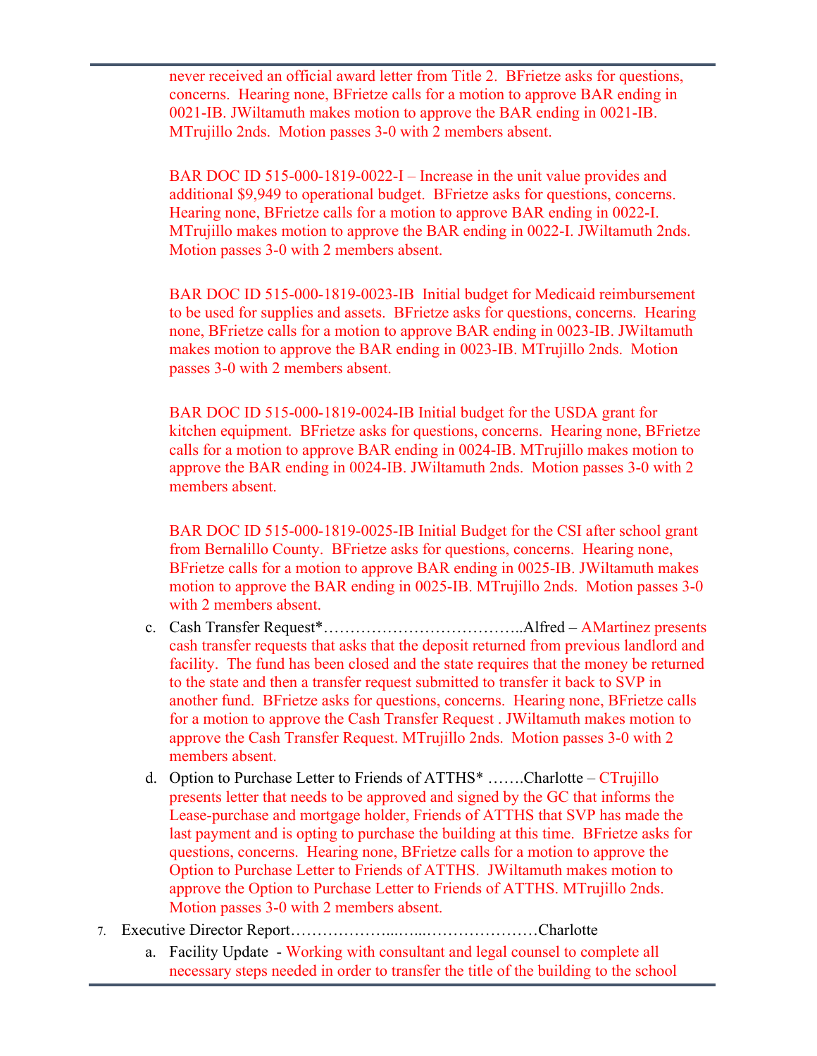never received an official award letter from Title 2. BFrietze asks for questions, concerns. Hearing none, BFrietze calls for a motion to approve BAR ending in 0021-IB. JWiltamuth makes motion to approve the BAR ending in 0021-IB. MTrujillo 2nds. Motion passes 3-0 with 2 members absent.

BAR DOC ID 515-000-1819-0022-I – Increase in the unit value provides and additional $9,949 to operational budget. BFrietze asks for questions, concerns. Hearing none, BFrietze calls for a motion to approve BAR ending in 0022-I. MTrujillo makes motion to approve the BAR ending in 0022-I. JWiltamuth 2nds. Motion passes 3-0 with 2 members absent.

BAR DOC ID 515-000-1819-0023-IB Initial budget for Medicaid reimbursement to be used for supplies and assets. BFrietze asks for questions, concerns. Hearing none, BFrietze calls for a motion to approve BAR ending in 0023-IB. JWiltamuth makes motion to approve the BAR ending in 0023-IB. MTrujillo 2nds. Motion passes 3-0 with 2 members absent.

BAR DOC ID 515-000-1819-0024-IB Initial budget for the USDA grant for kitchen equipment. BFrietze asks for questions, concerns. Hearing none, BFrietze calls for a motion to approve BAR ending in 0024-IB. MTrujillo makes motion to approve the BAR ending in 0024-IB. JWiltamuth 2nds. Motion passes 3-0 with 2 members absent.

BAR DOC ID 515-000-1819-0025-IB Initial Budget for the CSI after school grant from Bernalillo County. BFrietze asks for questions, concerns. Hearing none, BFrietze calls for a motion to approve BAR ending in 0025-IB. JWiltamuth makes motion to approve the BAR ending in 0025-IB. MTrujillo 2nds. Motion passes 3-0 with 2 members absent.

c. Cash Transfer Request*………………………………..Alfred – AMartinez presents cash transfer requests that asks that the deposit returned from previous landlord and facility. The fund has been closed and the state requires that the money be returned to the state and then a transfer request submitted to transfer it back to SVP in another fund. BFrietze asks for questions, concerns. Hearing none, BFrietze calls for a motion to approve the Cash Transfer Request . JWiltamuth makes motion to approve the Cash Transfer Request. MTrujillo 2nds. Motion passes 3-0 with 2 members absent.

d. Option to Purchase Letter to Friends of ATTHS* …….Charlotte – CTrujillo presents letter that needs to be approved and signed by the GC that informs the Lease-purchase and mortgage holder, Friends of ATTHS that SVP has made the last payment and is opting to purchase the building at this time. BFrietze asks for questions, concerns. Hearing none, BFrietze calls for a motion to approve the Option to Purchase Letter to Friends of ATTHS. JWiltamuth makes motion to approve the Option to Purchase Letter to Friends of ATTHS. MTrujillo 2nds. Motion passes 3-0 with 2 members absent.

7. Executive Director Report………………...…...…………………Charlotte

   a. Facility Update - Working with consultant and legal counsel to complete all necessary steps needed in order to transfer the title of the building to the school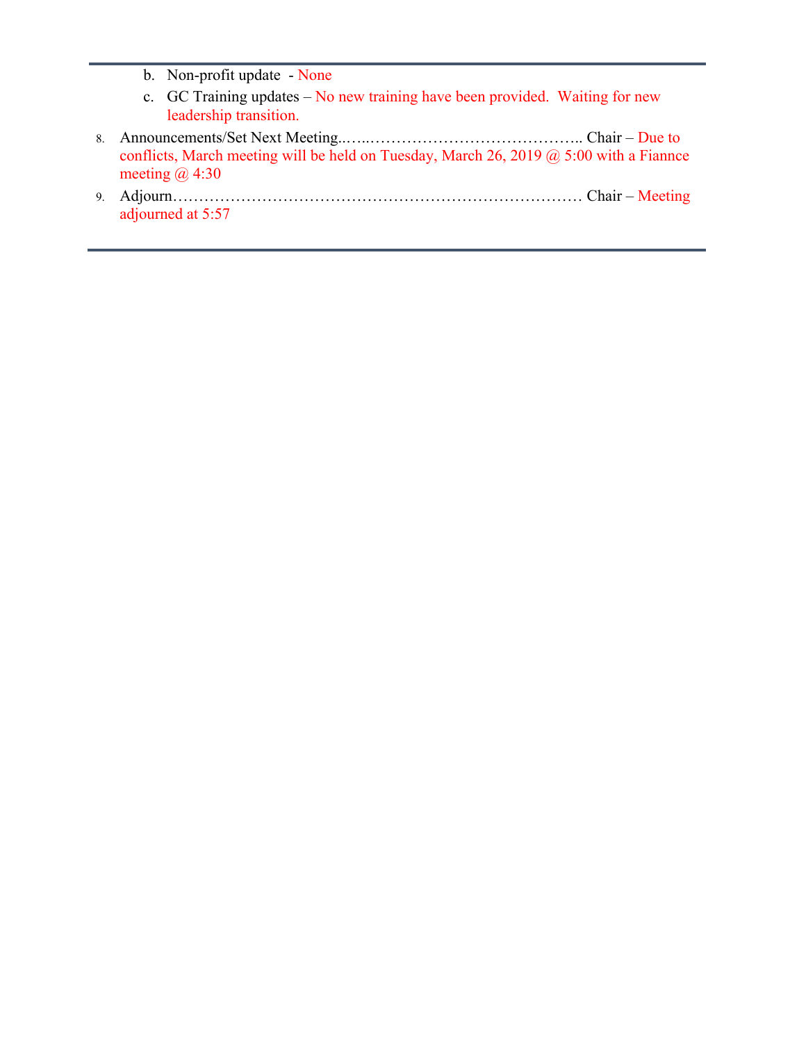b. Non-profit update - None
   c. GC Training updates – No new training have been provided. Waiting for new leadership transition.

8. Announcements/Set Next Meeting..…..………………………………….. Chair – Due to conflicts, March meeting will be held on Tuesday, March 26, 2019 @ 5:00 with a Fiannce meeting @ 4:30
9. Adjourn…………………………………………………………………… Chair – Meeting adjourned at 5:57